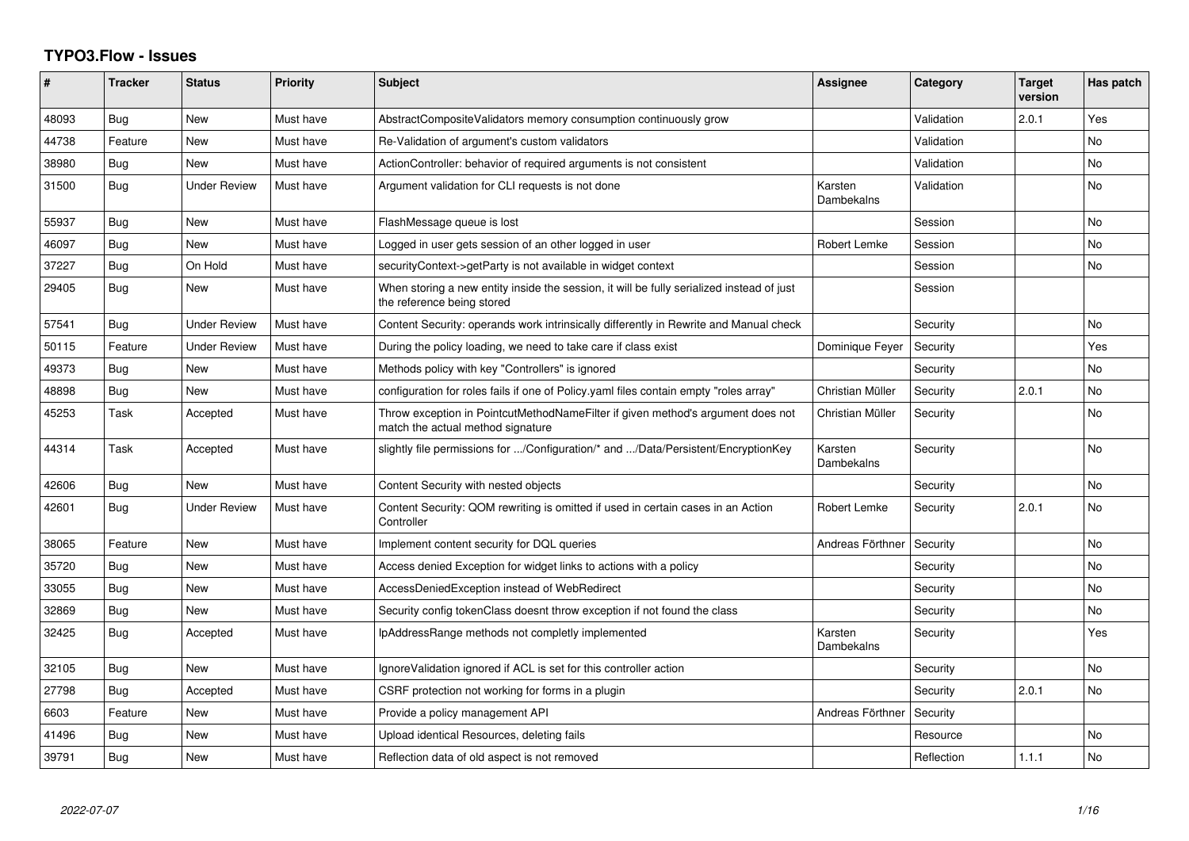# TYPO3.Flow - Issues

| # | Tracker | Status | Priority | Subject | Assignee | Category | Target version | Has patch |
|---|---|---|---|---|---|---|---|---|
| 48093 | Bug | New | Must have | AbstractCompositeValidators memory consumption continuously grow | | Validation | 2.0.1 | Yes |
| 44738 | Feature | New | Must have | Re-Validation of argument's custom validators | | Validation | | No |
| 38980 | Bug | New | Must have | ActionController: behavior of required arguments is not consistent | | Validation | | No |
| 31500 | Bug | Under Review | Must have | Argument validation for CLI requests is not done | Karsten Dambekalns | Validation | | No |
| 55937 | Bug | New | Must have | FlashMessage queue is lost | | Session | | No |
| 46097 | Bug | New | Must have | Logged in user gets session of an other logged in user | Robert Lemke | Session | | No |
| 37227 | Bug | On Hold | Must have | securityContext->getParty is not available in widget context | | Session | | No |
| 29405 | Bug | New | Must have | When storing a new entity inside the session, it will be fully serialized instead of just the reference being stored | | Session | | |
| 57541 | Bug | Under Review | Must have | Content Security: operands work intrinsically differently in Rewrite and Manual check | | Security | | No |
| 50115 | Feature | Under Review | Must have | During the policy loading, we need to take care if class exist | Dominique Feyer | Security | | Yes |
| 49373 | Bug | New | Must have | Methods policy with key "Controllers" is ignored | | Security | | No |
| 48898 | Bug | New | Must have | configuration for roles fails if one of Policy.yaml files contain empty "roles array" | Christian Müller | Security | 2.0.1 | No |
| 45253 | Task | Accepted | Must have | Throw exception in PointcutMethodNameFilter if given method's argument does not match the actual method signature | Christian Müller | Security | | No |
| 44314 | Task | Accepted | Must have | slightly file permissions for .../Configuration/* and .../Data/Persistent/EncryptionKey | Karsten Dambekalns | Security | | No |
| 42606 | Bug | New | Must have | Content Security with nested objects | | Security | | No |
| 42601 | Bug | Under Review | Must have | Content Security: QOM rewriting is omitted if used in certain cases in an Action Controller | Robert Lemke | Security | 2.0.1 | No |
| 38065 | Feature | New | Must have | Implement content security for DQL queries | Andreas Förthner | Security | | No |
| 35720 | Bug | New | Must have | Access denied Exception for widget links to actions with a policy | | Security | | No |
| 33055 | Bug | New | Must have | AccessDeniedException instead of WebRedirect | | Security | | No |
| 32869 | Bug | New | Must have | Security config tokenClass doesnt throw exception if not found the class | | Security | | No |
| 32425 | Bug | Accepted | Must have | IpAddressRange methods not completly implemented | Karsten Dambekalns | Security | | Yes |
| 32105 | Bug | New | Must have | IgnoreValidation ignored if ACL is set for this controller action | | Security | | No |
| 27798 | Bug | Accepted | Must have | CSRF protection not working for forms in a plugin | | Security | 2.0.1 | No |
| 6603 | Feature | New | Must have | Provide a policy management API | Andreas Förthner | Security | | |
| 41496 | Bug | New | Must have | Upload identical Resources, deleting fails | | Resource | | No |
| 39791 | Bug | New | Must have | Reflection data of old aspect is not removed | | Reflection | 1.1.1 | No |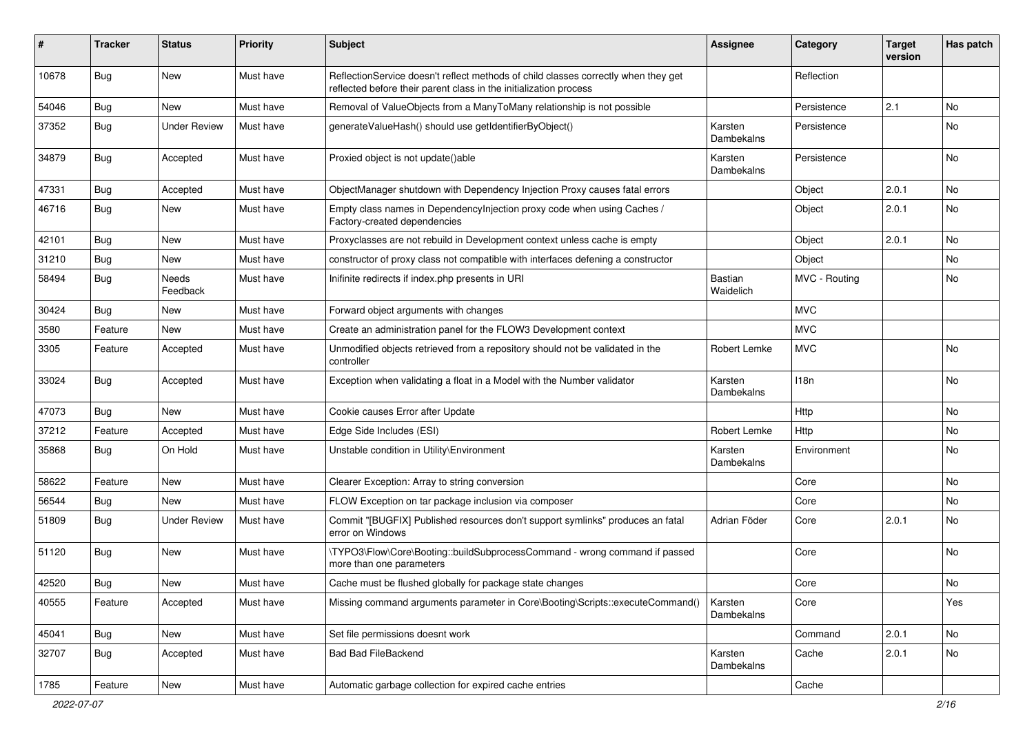| # | Tracker | Status | Priority | Subject | Assignee | Category | Target version | Has patch |
|---|---|---|---|---|---|---|---|---|
| 10678 | Bug | New | Must have | ReflectionService doesn't reflect methods of child classes correctly when they get reflected before their parent class in the initialization process | | Reflection | | |
| 54046 | Bug | New | Must have | Removal of ValueObjects from a ManyToMany relationship is not possible | | Persistence | 2.1 | No |
| 37352 | Bug | Under Review | Must have | generateValueHash() should use getIdentifierByObject() | Karsten Dambekalns | Persistence | | No |
| 34879 | Bug | Accepted | Must have | Proxied object is not update()able | Karsten Dambekalns | Persistence | | No |
| 47331 | Bug | Accepted | Must have | ObjectManager shutdown with Dependency Injection Proxy causes fatal errors | | Object | 2.0.1 | No |
| 46716 | Bug | New | Must have | Empty class names in DependencyInjection proxy code when using Caches / Factory-created dependencies | | Object | 2.0.1 | No |
| 42101 | Bug | New | Must have | Proxyclasses are not rebuild in Development context unless cache is empty | | Object | 2.0.1 | No |
| 31210 | Bug | New | Must have | constructor of proxy class not compatible with interfaces defening a constructor | | Object | | No |
| 58494 | Bug | Needs Feedback | Must have | Inifinite redirects if index.php presents in URI | Bastian Waidelich | MVC - Routing | | No |
| 30424 | Bug | New | Must have | Forward object arguments with changes | | MVC | | |
| 3580 | Feature | New | Must have | Create an administration panel for the FLOW3 Development context | | MVC | | |
| 3305 | Feature | Accepted | Must have | Unmodified objects retrieved from a repository should not be validated in the controller | Robert Lemke | MVC | | No |
| 33024 | Bug | Accepted | Must have | Exception when validating a float in a Model with the Number validator | Karsten Dambekalns | I18n | | No |
| 47073 | Bug | New | Must have | Cookie causes Error after Update | | Http | | No |
| 37212 | Feature | Accepted | Must have | Edge Side Includes (ESI) | Robert Lemke | Http | | No |
| 35868 | Bug | On Hold | Must have | Unstable condition in Utility\Environment | Karsten Dambekalns | Environment | | No |
| 58622 | Feature | New | Must have | Clearer Exception: Array to string conversion | | Core | | No |
| 56544 | Bug | New | Must have | FLOW Exception on tar package inclusion via composer | | Core | | No |
| 51809 | Bug | Under Review | Must have | Commit "[BUGFIX] Published resources don't support symlinks" produces an fatal error on Windows | Adrian Föder | Core | 2.0.1 | No |
| 51120 | Bug | New | Must have | \TYPO3\Flow\Core\Booting::buildSubprocessCommand - wrong command if passed more than one parameters | | Core | | No |
| 42520 | Bug | New | Must have | Cache must be flushed globally for package state changes | | Core | | No |
| 40555 | Feature | Accepted | Must have | Missing command arguments parameter in Core\Booting\Scripts::executeCommand() | Karsten Dambekalns | Core | | Yes |
| 45041 | Bug | New | Must have | Set file permissions doesnt work | | Command | 2.0.1 | No |
| 32707 | Bug | Accepted | Must have | Bad Bad FileBackend | Karsten Dambekalns | Cache | 2.0.1 | No |
| 1785 | Feature | New | Must have | Automatic garbage collection for expired cache entries | | Cache | | |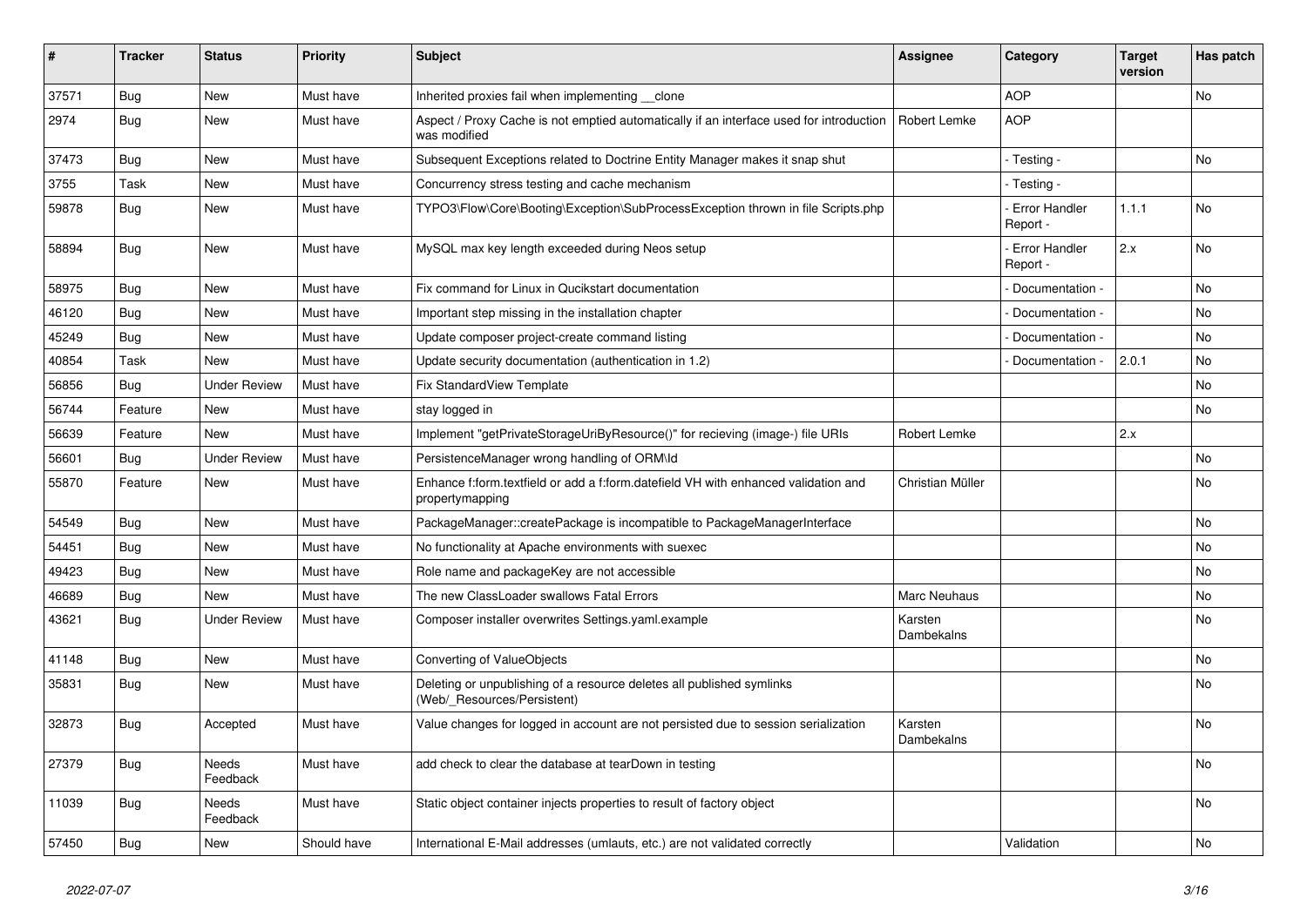| # | Tracker | Status | Priority | Subject | Assignee | Category | Target version | Has patch |
|---|---|---|---|---|---|---|---|---|
| 37571 | Bug | New | Must have | Inherited proxies fail when implementing __clone | | AOP | | No |
| 2974 | Bug | New | Must have | Aspect / Proxy Cache is not emptied automatically if an interface used for introduction was modified | Robert Lemke | AOP | | |
| 37473 | Bug | New | Must have | Subsequent Exceptions related to Doctrine Entity Manager makes it snap shut | | - Testing - | | No |
| 3755 | Task | New | Must have | Concurrency stress testing and cache mechanism | | - Testing - | | |
| 59878 | Bug | New | Must have | TYPO3\Flow\Core\Booting\Exception\SubProcessException thrown in file Scripts.php | | - Error Handler Report - | 1.1.1 | No |
| 58894 | Bug | New | Must have | MySQL max key length exceeded during Neos setup | | - Error Handler Report - | 2.x | No |
| 58975 | Bug | New | Must have | Fix command for Linux in Qucikstart documentation | | - Documentation - | | No |
| 46120 | Bug | New | Must have | Important step missing in the installation chapter | | - Documentation - | | No |
| 45249 | Bug | New | Must have | Update composer project-create command listing | | - Documentation - | | No |
| 40854 | Task | New | Must have | Update security documentation (authentication in 1.2) | | - Documentation - | 2.0.1 | No |
| 56856 | Bug | Under Review | Must have | Fix StandardView Template | | | | No |
| 56744 | Feature | New | Must have | stay logged in | | | | No |
| 56639 | Feature | New | Must have | Implement "getPrivateStorageUriByResource()" for recieving (image-) file URIs | Robert Lemke | | 2.x | |
| 56601 | Bug | Under Review | Must have | PersistenceManager wrong handling of ORM\Id | | | | No |
| 55870 | Feature | New | Must have | Enhance f:form.textfield or add a f:form.datefield VH with enhanced validation and propertymapping | Christian Müller | | | No |
| 54549 | Bug | New | Must have | PackageManager::createPackage is incompatible to PackageManagerInterface | | | | No |
| 54451 | Bug | New | Must have | No functionality at Apache environments with suexec | | | | No |
| 49423 | Bug | New | Must have | Role name and packageKey are not accessible | | | | No |
| 46689 | Bug | New | Must have | The new ClassLoader swallows Fatal Errors | Marc Neuhaus | | | No |
| 43621 | Bug | Under Review | Must have | Composer installer overwrites Settings.yaml.example | Karsten Dambekalns | | | No |
| 41148 | Bug | New | Must have | Converting of ValueObjects | | | | No |
| 35831 | Bug | New | Must have | Deleting or unpublishing of a resource deletes all published symlinks (Web/_Resources/Persistent) | | | | No |
| 32873 | Bug | Accepted | Must have | Value changes for logged in account are not persisted due to session serialization | Karsten Dambekalns | | | No |
| 27379 | Bug | Needs Feedback | Must have | add check to clear the database at tearDown in testing | | | | No |
| 11039 | Bug | Needs Feedback | Must have | Static object container injects properties to result of factory object | | | | No |
| 57450 | Bug | New | Should have | International E-Mail addresses (umlauts, etc.) are not validated correctly | | Validation | | No |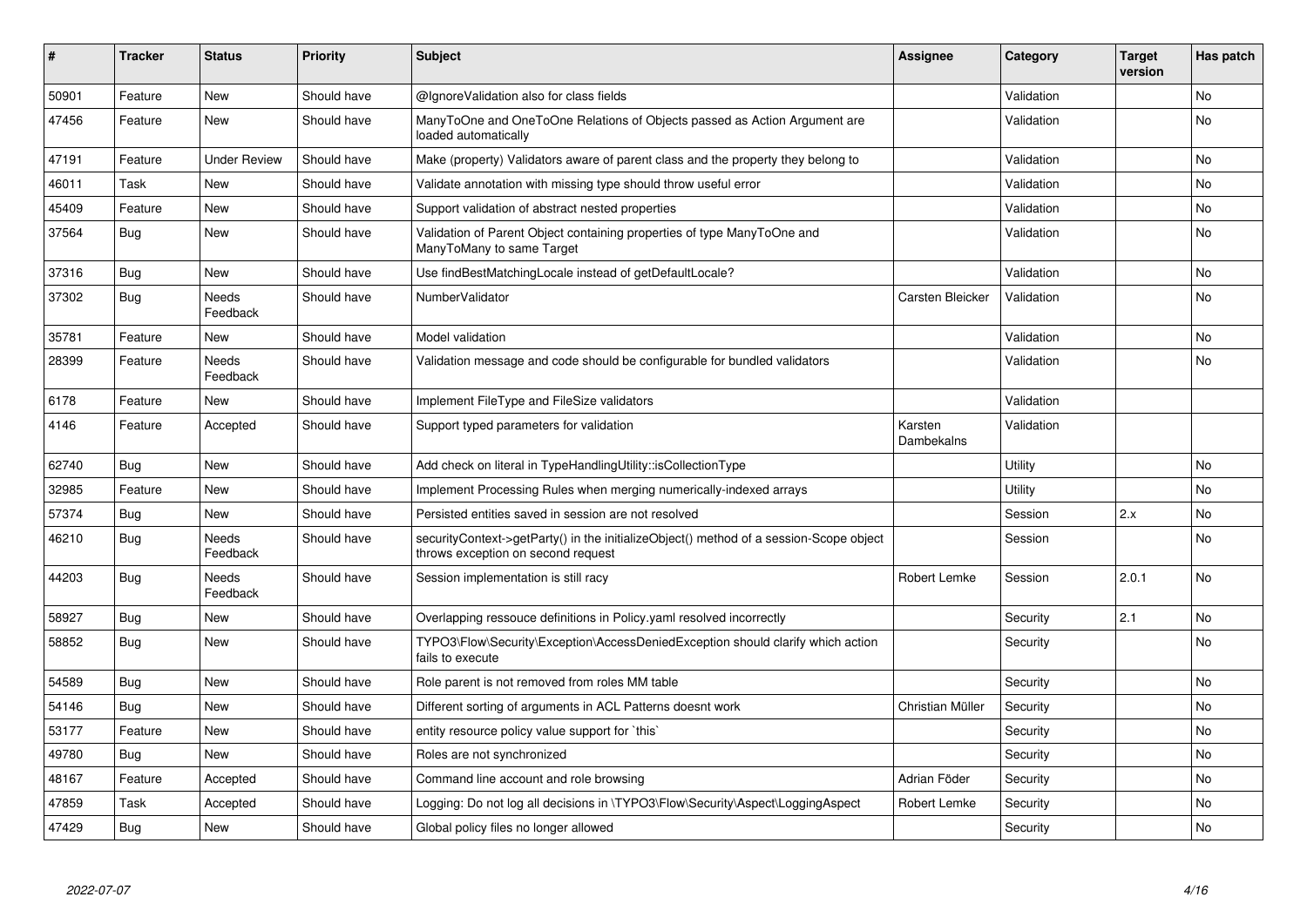| # | Tracker | Status | Priority | Subject | Assignee | Category | Target version | Has patch |
|---|---|---|---|---|---|---|---|---|
| 50901 | Feature | New | Should have | @IgnoreValidation also for class fields | | Validation | | No |
| 47456 | Feature | New | Should have | ManyToOne and OneToOne Relations of Objects passed as Action Argument are loaded automatically | | Validation | | No |
| 47191 | Feature | Under Review | Should have | Make (property) Validators aware of parent class and the property they belong to | | Validation | | No |
| 46011 | Task | New | Should have | Validate annotation with missing type should throw useful error | | Validation | | No |
| 45409 | Feature | New | Should have | Support validation of abstract nested properties | | Validation | | No |
| 37564 | Bug | New | Should have | Validation of Parent Object containing properties of type ManyToOne and ManyToMany to same Target | | Validation | | No |
| 37316 | Bug | New | Should have | Use findBestMatchingLocale instead of getDefaultLocale? | | Validation | | No |
| 37302 | Bug | Needs Feedback | Should have | NumberValidator | Carsten Bleicker | Validation | | No |
| 35781 | Feature | New | Should have | Model validation | | Validation | | No |
| 28399 | Feature | Needs Feedback | Should have | Validation message and code should be configurable for bundled validators | | Validation | | No |
| 6178 | Feature | New | Should have | Implement FileType and FileSize validators | | Validation | | |
| 4146 | Feature | Accepted | Should have | Support typed parameters for validation | Karsten Dambekalns | Validation | | |
| 62740 | Bug | New | Should have | Add check on literal in TypeHandlingUtility::isCollectionType | | Utility | | No |
| 32985 | Feature | New | Should have | Implement Processing Rules when merging numerically-indexed arrays | | Utility | | No |
| 57374 | Bug | New | Should have | Persisted entities saved in session are not resolved | | Session | 2.x | No |
| 46210 | Bug | Needs Feedback | Should have | securityContext->getParty() in the initializeObject() method of a session-Scope object throws exception on second request | | Session | | No |
| 44203 | Bug | Needs Feedback | Should have | Session implementation is still racy | Robert Lemke | Session | 2.0.1 | No |
| 58927 | Bug | New | Should have | Overlapping ressouce definitions in Policy.yaml resolved incorrectly | | Security | 2.1 | No |
| 58852 | Bug | New | Should have | TYPO3\Flow\Security\Exception\AccessDeniedException should clarify which action fails to execute | | Security | | No |
| 54589 | Bug | New | Should have | Role parent is not removed from roles MM table | | Security | | No |
| 54146 | Bug | New | Should have | Different sorting of arguments in ACL Patterns doesnt work | Christian Müller | Security | | No |
| 53177 | Feature | New | Should have | entity resource policy value support for `this` | | Security | | No |
| 49780 | Bug | New | Should have | Roles are not synchronized | | Security | | No |
| 48167 | Feature | Accepted | Should have | Command line account and role browsing | Adrian Föder | Security | | No |
| 47859 | Task | Accepted | Should have | Logging: Do not log all decisions in \TYPO3\Flow\Security\Aspect\LoggingAspect | Robert Lemke | Security | | No |
| 47429 | Bug | New | Should have | Global policy files no longer allowed | | Security | | No |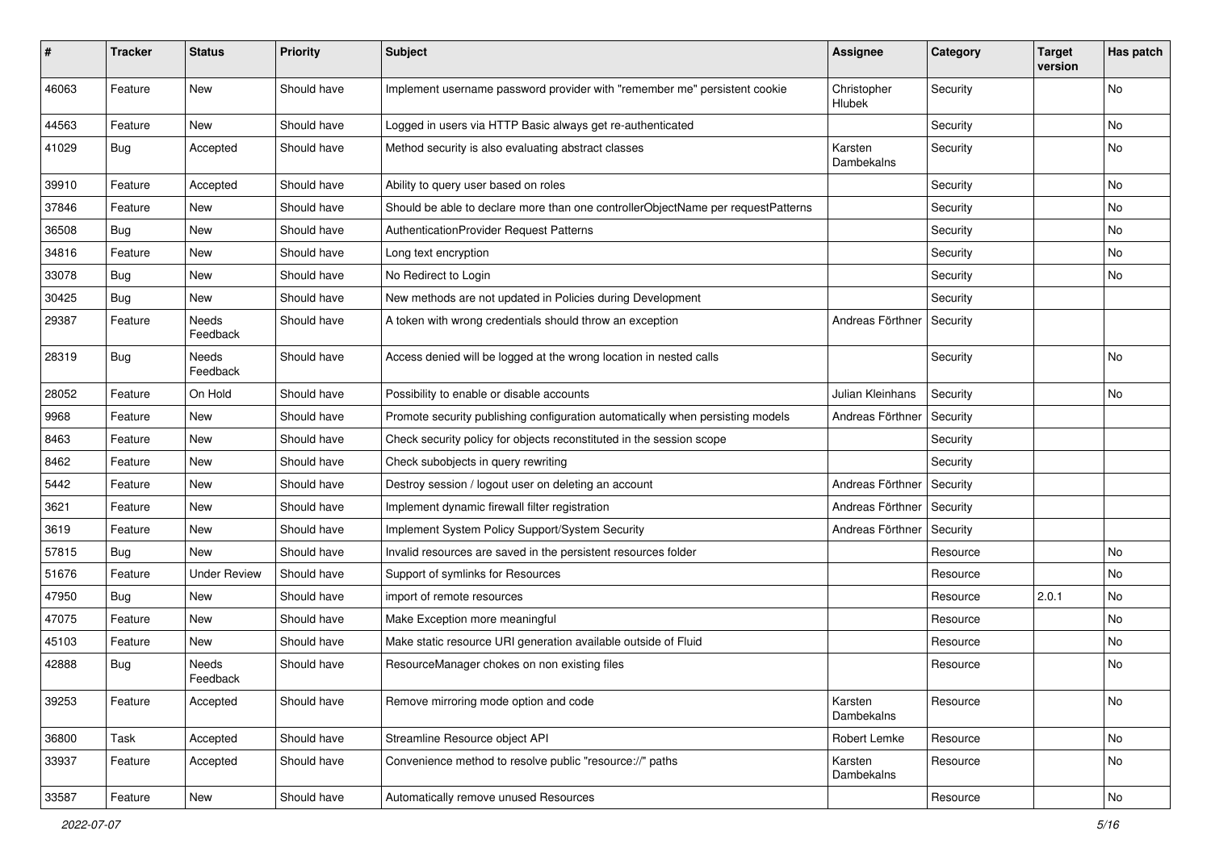| # | Tracker | Status | Priority | Subject | Assignee | Category | Target version | Has patch |
|---|---|---|---|---|---|---|---|---|
| 46063 | Feature | New | Should have | Implement username password provider with "remember me" persistent cookie | Christopher Hlubek | Security | | No |
| 44563 | Feature | New | Should have | Logged in users via HTTP Basic always get re-authenticated | | Security | | No |
| 41029 | Bug | Accepted | Should have | Method security is also evaluating abstract classes | Karsten Dambekalns | Security | | No |
| 39910 | Feature | Accepted | Should have | Ability to query user based on roles | | Security | | No |
| 37846 | Feature | New | Should have | Should be able to declare more than one controllerObjectName per requestPatterns | | Security | | No |
| 36508 | Bug | New | Should have | AuthenticationProvider Request Patterns | | Security | | No |
| 34816 | Feature | New | Should have | Long text encryption | | Security | | No |
| 33078 | Bug | New | Should have | No Redirect to Login | | Security | | No |
| 30425 | Bug | New | Should have | New methods are not updated in Policies during Development | | Security | | |
| 29387 | Feature | Needs Feedback | Should have | A token with wrong credentials should throw an exception | Andreas Förthner | Security | | |
| 28319 | Bug | Needs Feedback | Should have | Access denied will be logged at the wrong location in nested calls | | Security | | No |
| 28052 | Feature | On Hold | Should have | Possibility to enable or disable accounts | Julian Kleinhans | Security | | No |
| 9968 | Feature | New | Should have | Promote security publishing configuration automatically when persisting models | Andreas Förthner | Security | | |
| 8463 | Feature | New | Should have | Check security policy for objects reconstituted in the session scope | | Security | | |
| 8462 | Feature | New | Should have | Check subobjects in query rewriting | | Security | | |
| 5442 | Feature | New | Should have | Destroy session / logout user on deleting an account | Andreas Förthner | Security | | |
| 3621 | Feature | New | Should have | Implement dynamic firewall filter registration | Andreas Förthner | Security | | |
| 3619 | Feature | New | Should have | Implement System Policy Support/System Security | Andreas Förthner | Security | | |
| 57815 | Bug | New | Should have | Invalid resources are saved in the persistent resources folder | | Resource | | No |
| 51676 | Feature | Under Review | Should have | Support of symlinks for Resources | | Resource | | No |
| 47950 | Bug | New | Should have | import of remote resources | | Resource | 2.0.1 | No |
| 47075 | Feature | New | Should have | Make Exception more meaningful | | Resource | | No |
| 45103 | Feature | New | Should have | Make static resource URI generation available outside of Fluid | | Resource | | No |
| 42888 | Bug | Needs Feedback | Should have | ResourceManager chokes on non existing files | | Resource | | No |
| 39253 | Feature | Accepted | Should have | Remove mirroring mode option and code | Karsten Dambekalns | Resource | | No |
| 36800 | Task | Accepted | Should have | Streamline Resource object API | Robert Lemke | Resource | | No |
| 33937 | Feature | Accepted | Should have | Convenience method to resolve public "resource://" paths | Karsten Dambekalns | Resource | | No |
| 33587 | Feature | New | Should have | Automatically remove unused Resources | | Resource | | No |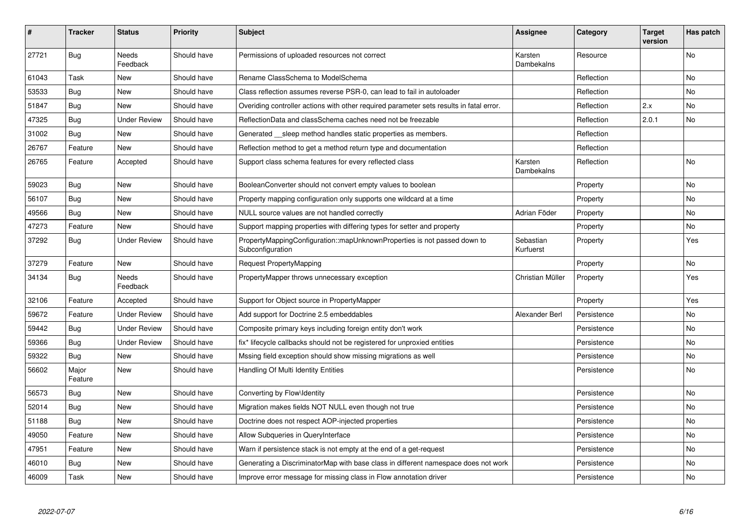| # | Tracker | Status | Priority | Subject | Assignee | Category | Target version | Has patch |
|---|---|---|---|---|---|---|---|---|
| 27721 | Bug | Needs Feedback | Should have | Permissions of uploaded resources not correct | Karsten Dambekalns | Resource | | No |
| 61043 | Task | New | Should have | Rename ClassSchema to ModelSchema | | Reflection | | No |
| 53533 | Bug | New | Should have | Class reflection assumes reverse PSR-0, can lead to fail in autoloader | | Reflection | | No |
| 51847 | Bug | New | Should have | Overiding controller actions with other required parameter sets results in fatal error. | | Reflection | 2.x | No |
| 47325 | Bug | Under Review | Should have | ReflectionData and classSchema caches need not be freezable | | Reflection | 2.0.1 | No |
| 31002 | Bug | New | Should have | Generated __sleep method handles static properties as members. | | Reflection | | |
| 26767 | Feature | New | Should have | Reflection method to get a method return type and documentation | | Reflection | | |
| 26765 | Feature | Accepted | Should have | Support class schema features for every reflected class | Karsten Dambekalns | Reflection | | No |
| 59023 | Bug | New | Should have | BooleanConverter should not convert empty values to boolean | | Property | | No |
| 56107 | Bug | New | Should have | Property mapping configuration only supports one wildcard at a time | | Property | | No |
| 49566 | Bug | New | Should have | NULL source values are not handled correctly | Adrian Föder | Property | | No |
| 47273 | Feature | New | Should have | Support mapping properties with differing types for setter and property | | Property | | No |
| 37292 | Bug | Under Review | Should have | PropertyMappingConfiguration::mapUnknownProperties is not passed down to Subconfiguration | Sebastian Kurfuerst | Property | | Yes |
| 37279 | Feature | New | Should have | Request PropertyMapping | | Property | | No |
| 34134 | Bug | Needs Feedback | Should have | PropertyMapper throws unnecessary exception | Christian Müller | Property | | Yes |
| 32106 | Feature | Accepted | Should have | Support for Object source in PropertyMapper | | Property | | Yes |
| 59672 | Feature | Under Review | Should have | Add support for Doctrine 2.5 embeddables | Alexander Berl | Persistence | | No |
| 59442 | Bug | Under Review | Should have | Composite primary keys including foreign entity don't work | | Persistence | | No |
| 59366 | Bug | Under Review | Should have | fix* lifecycle callbacks should not be registered for unproxied entities | | Persistence | | No |
| 59322 | Bug | New | Should have | Mssing field exception should show missing migrations as well | | Persistence | | No |
| 56602 | Major Feature | New | Should have | Handling Of Multi Identity Entities | | Persistence | | No |
| 56573 | Bug | New | Should have | Converting by Flow\Identity | | Persistence | | No |
| 52014 | Bug | New | Should have | Migration makes fields NOT NULL even though not true | | Persistence | | No |
| 51188 | Bug | New | Should have | Doctrine does not respect AOP-injected properties | | Persistence | | No |
| 49050 | Feature | New | Should have | Allow Subqueries in QueryInterface | | Persistence | | No |
| 47951 | Feature | New | Should have | Warn if persistence stack is not empty at the end of a get-request | | Persistence | | No |
| 46010 | Bug | New | Should have | Generating a DiscriminatorMap with base class in different namespace does not work | | Persistence | | No |
| 46009 | Task | New | Should have | Improve error message for missing class in Flow annotation driver | | Persistence | | No |

2022-07-07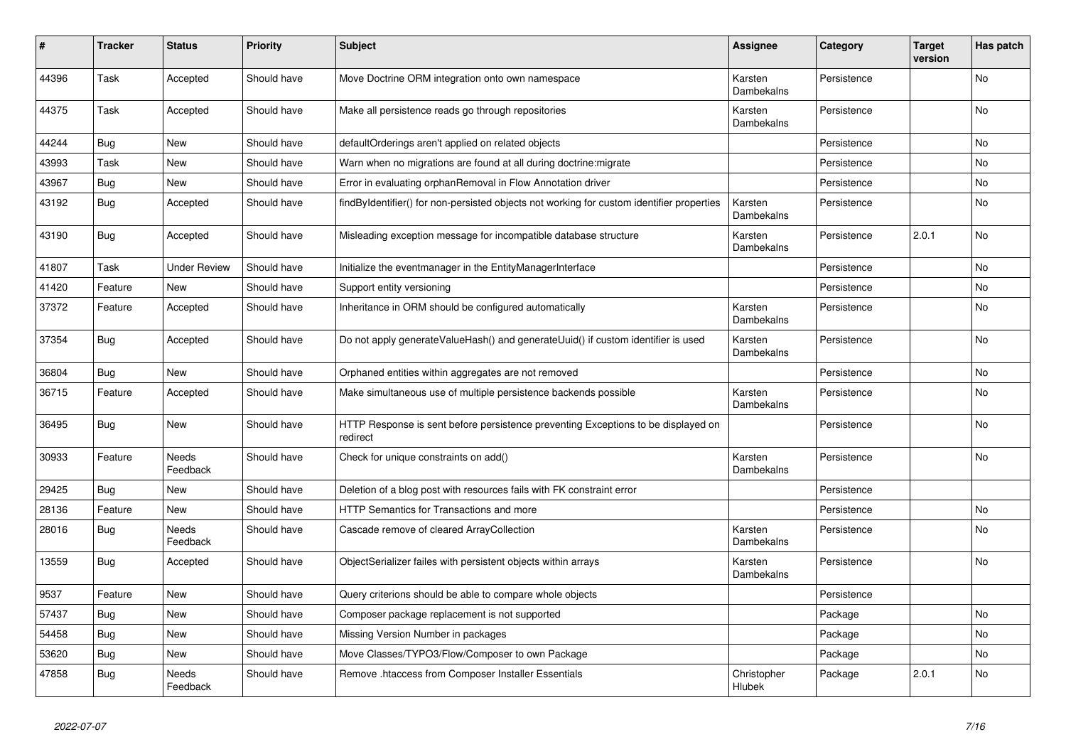| # | Tracker | Status | Priority | Subject | Assignee | Category | Target version | Has patch |
|---|---|---|---|---|---|---|---|---|
| 44396 | Task | Accepted | Should have | Move Doctrine ORM integration onto own namespace | Karsten Dambekalns | Persistence | | No |
| 44375 | Task | Accepted | Should have | Make all persistence reads go through repositories | Karsten Dambekalns | Persistence | | No |
| 44244 | Bug | New | Should have | defaultOrderings aren't applied on related objects | | Persistence | | No |
| 43993 | Task | New | Should have | Warn when no migrations are found at all during doctrine:migrate | | Persistence | | No |
| 43967 | Bug | New | Should have | Error in evaluating orphanRemoval in Flow Annotation driver | | Persistence | | No |
| 43192 | Bug | Accepted | Should have | findByIdentifier() for non-persisted objects not working for custom identifier properties | Karsten Dambekalns | Persistence | | No |
| 43190 | Bug | Accepted | Should have | Misleading exception message for incompatible database structure | Karsten Dambekalns | Persistence | 2.0.1 | No |
| 41807 | Task | Under Review | Should have | Initialize the eventmanager in the EntityManagerInterface | | Persistence | | No |
| 41420 | Feature | New | Should have | Support entity versioning | | Persistence | | No |
| 37372 | Feature | Accepted | Should have | Inheritance in ORM should be configured automatically | Karsten Dambekalns | Persistence | | No |
| 37354 | Bug | Accepted | Should have | Do not apply generateValueHash() and generateUuid() if custom identifier is used | Karsten Dambekalns | Persistence | | No |
| 36804 | Bug | New | Should have | Orphaned entities within aggregates are not removed | | Persistence | | No |
| 36715 | Feature | Accepted | Should have | Make simultaneous use of multiple persistence backends possible | Karsten Dambekalns | Persistence | | No |
| 36495 | Bug | New | Should have | HTTP Response is sent before persistence preventing Exceptions to be displayed on redirect | | Persistence | | No |
| 30933 | Feature | Needs Feedback | Should have | Check for unique constraints on add() | Karsten Dambekalns | Persistence | | No |
| 29425 | Bug | New | Should have | Deletion of a blog post with resources fails with FK constraint error | | Persistence | | |
| 28136 | Feature | New | Should have | HTTP Semantics for Transactions and more | | Persistence | | No |
| 28016 | Bug | Needs Feedback | Should have | Cascade remove of cleared ArrayCollection | Karsten Dambekalns | Persistence | | No |
| 13559 | Bug | Accepted | Should have | ObjectSerializer failes with persistent objects within arrays | Karsten Dambekalns | Persistence | | No |
| 9537 | Feature | New | Should have | Query criterions should be able to compare whole objects | | Persistence | | |
| 57437 | Bug | New | Should have | Composer package replacement is not supported | | Package | | No |
| 54458 | Bug | New | Should have | Missing Version Number in packages | | Package | | No |
| 53620 | Bug | New | Should have | Move Classes/TYPO3/Flow/Composer to own Package | | Package | | No |
| 47858 | Bug | Needs Feedback | Should have | Remove .htaccess from Composer Installer Essentials | Christopher Hlubek | Package | 2.0.1 | No |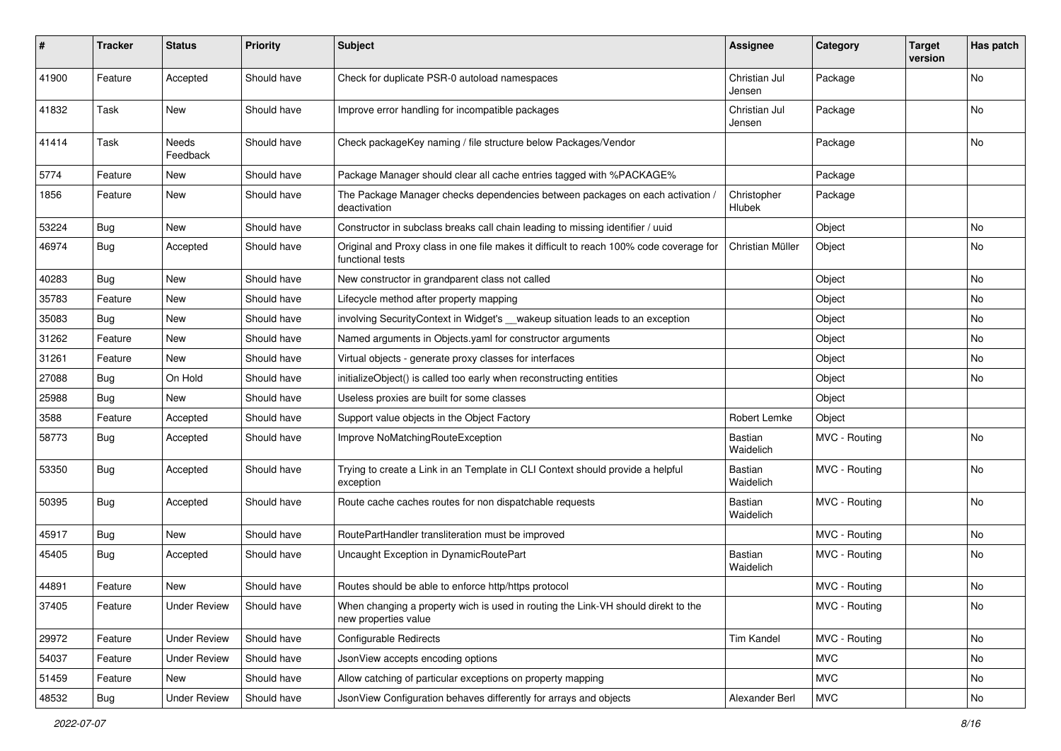| # | Tracker | Status | Priority | Subject | Assignee | Category | Target version | Has patch |
|---|---|---|---|---|---|---|---|---|
| 41900 | Feature | Accepted | Should have | Check for duplicate PSR-0 autoload namespaces | Christian Jul Jensen | Package | | No |
| 41832 | Task | New | Should have | Improve error handling for incompatible packages | Christian Jul Jensen | Package | | No |
| 41414 | Task | Needs Feedback | Should have | Check packageKey naming / file structure below Packages/Vendor | | Package | | No |
| 5774 | Feature | New | Should have | Package Manager should clear all cache entries tagged with %PACKAGE% | | Package | | |
| 1856 | Feature | New | Should have | The Package Manager checks dependencies between packages on each activation / deactivation | Christopher Hlubek | Package | | |
| 53224 | Bug | New | Should have | Constructor in subclass breaks call chain leading to missing identifier / uuid | | Object | | No |
| 46974 | Bug | Accepted | Should have | Original and Proxy class in one file makes it difficult to reach 100% code coverage for functional tests | Christian Müller | Object | | No |
| 40283 | Bug | New | Should have | New constructor in grandparent class not called | | Object | | No |
| 35783 | Feature | New | Should have | Lifecycle method after property mapping | | Object | | No |
| 35083 | Bug | New | Should have | involving SecurityContext in Widget's __wakeup situation leads to an exception | | Object | | No |
| 31262 | Feature | New | Should have | Named arguments in Objects.yaml for constructor arguments | | Object | | No |
| 31261 | Feature | New | Should have | Virtual objects - generate proxy classes for interfaces | | Object | | No |
| 27088 | Bug | On Hold | Should have | initializeObject() is called too early when reconstructing entities | | Object | | No |
| 25988 | Bug | New | Should have | Useless proxies are built for some classes | | Object | | |
| 3588 | Feature | Accepted | Should have | Support value objects in the Object Factory | Robert Lemke | Object | | |
| 58773 | Bug | Accepted | Should have | Improve NoMatchingRouteException | Bastian Waidelich | MVC - Routing | | No |
| 53350 | Bug | Accepted | Should have | Trying to create a Link in an Template in CLI Context should provide a helpful exception | Bastian Waidelich | MVC - Routing | | No |
| 50395 | Bug | Accepted | Should have | Route cache caches routes for non dispatchable requests | Bastian Waidelich | MVC - Routing | | No |
| 45917 | Bug | New | Should have | RoutePartHandler transliteration must be improved | | MVC - Routing | | No |
| 45405 | Bug | Accepted | Should have | Uncaught Exception in DynamicRoutePart | Bastian Waidelich | MVC - Routing | | No |
| 44891 | Feature | New | Should have | Routes should be able to enforce http/https protocol | | MVC - Routing | | No |
| 37405 | Feature | Under Review | Should have | When changing a property wich is used in routing the Link-VH should direkt to the new properties value | | MVC - Routing | | No |
| 29972 | Feature | Under Review | Should have | Configurable Redirects | Tim Kandel | MVC - Routing | | No |
| 54037 | Feature | Under Review | Should have | JsonView accepts encoding options | | MVC | | No |
| 51459 | Feature | New | Should have | Allow catching of particular exceptions on property mapping | | MVC | | No |
| 48532 | Bug | Under Review | Should have | JsonView Configuration behaves differently for arrays and objects | Alexander Berl | MVC | | No |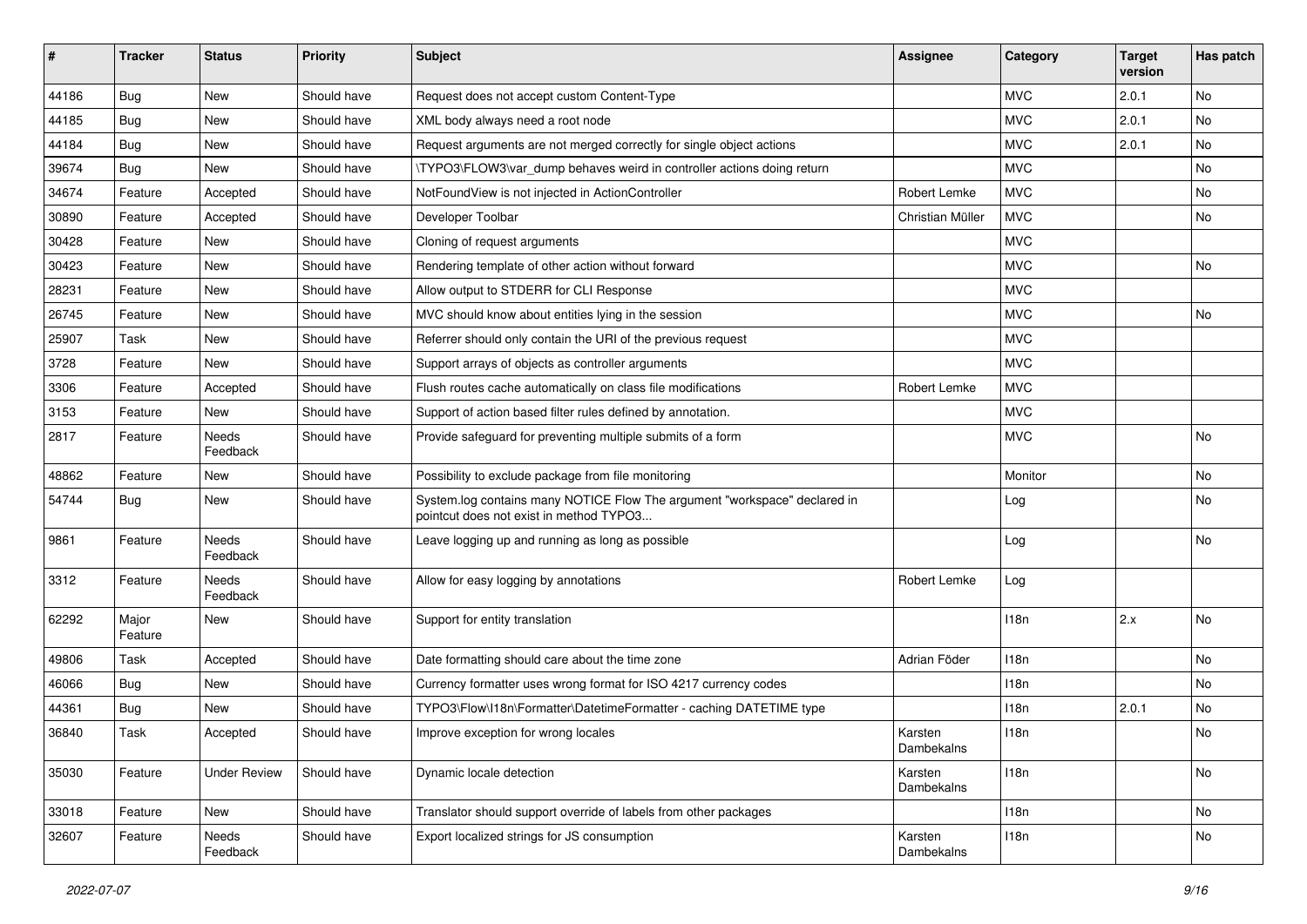| # | Tracker | Status | Priority | Subject | Assignee | Category | Target version | Has patch |
|---|---|---|---|---|---|---|---|---|
| 44186 | Bug | New | Should have | Request does not accept custom Content-Type | | MVC | 2.0.1 | No |
| 44185 | Bug | New | Should have | XML body always need a root node | | MVC | 2.0.1 | No |
| 44184 | Bug | New | Should have | Request arguments are not merged correctly for single object actions | | MVC | 2.0.1 | No |
| 39674 | Bug | New | Should have | \TYPO3\FLOW3\var_dump behaves weird in controller actions doing return | | MVC | | No |
| 34674 | Feature | Accepted | Should have | NotFoundView is not injected in ActionController | Robert Lemke | MVC | | No |
| 30890 | Feature | Accepted | Should have | Developer Toolbar | Christian Müller | MVC | | No |
| 30428 | Feature | New | Should have | Cloning of request arguments | | MVC | | |
| 30423 | Feature | New | Should have | Rendering template of other action without forward | | MVC | | No |
| 28231 | Feature | New | Should have | Allow output to STDERR for CLI Response | | MVC | | |
| 26745 | Feature | New | Should have | MVC should know about entities lying in the session | | MVC | | No |
| 25907 | Task | New | Should have | Referrer should only contain the URI of the previous request | | MVC | | |
| 3728 | Feature | New | Should have | Support arrays of objects as controller arguments | | MVC | | |
| 3306 | Feature | Accepted | Should have | Flush routes cache automatically on class file modifications | Robert Lemke | MVC | | |
| 3153 | Feature | New | Should have | Support of action based filter rules defined by annotation. | | MVC | | |
| 2817 | Feature | Needs Feedback | Should have | Provide safeguard for preventing multiple submits of a form | | MVC | | No |
| 48862 | Feature | New | Should have | Possibility to exclude package from file monitoring | | Monitor | | No |
| 54744 | Bug | New | Should have | System.log contains many NOTICE Flow The argument "workspace" declared in pointcut does not exist in method TYPO3... | | Log | | No |
| 9861 | Feature | Needs Feedback | Should have | Leave logging up and running as long as possible | | Log | | No |
| 3312 | Feature | Needs Feedback | Should have | Allow for easy logging by annotations | Robert Lemke | Log | | |
| 62292 | Major Feature | New | Should have | Support for entity translation | | I18n | 2.x | No |
| 49806 | Task | Accepted | Should have | Date formatting should care about the time zone | Adrian Föder | I18n | | No |
| 46066 | Bug | New | Should have | Currency formatter uses wrong format for ISO 4217 currency codes | | I18n | | No |
| 44361 | Bug | New | Should have | TYPO3\Flow\I18n\Formatter\DatetimeFormatter - caching DATETIME type | | I18n | 2.0.1 | No |
| 36840 | Task | Accepted | Should have | Improve exception for wrong locales | Karsten Dambekalns | I18n | | No |
| 35030 | Feature | Under Review | Should have | Dynamic locale detection | Karsten Dambekalns | I18n | | No |
| 33018 | Feature | New | Should have | Translator should support override of labels from other packages | | I18n | | No |
| 32607 | Feature | Needs Feedback | Should have | Export localized strings for JS consumption | Karsten Dambekalns | I18n | | No |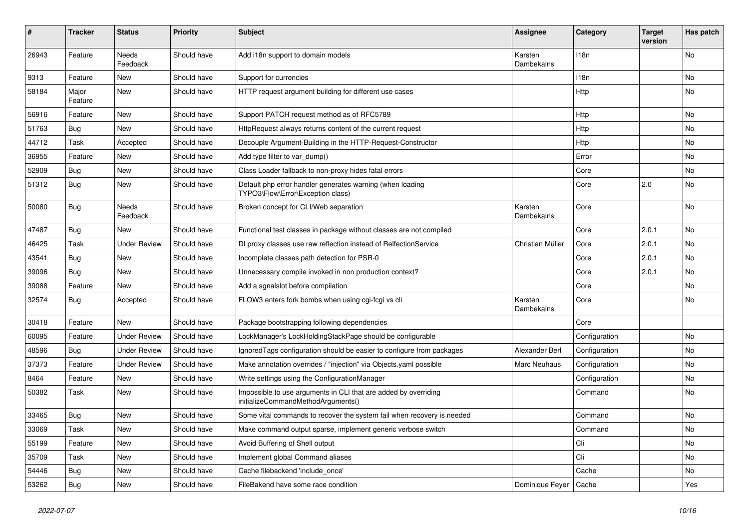| # | Tracker | Status | Priority | Subject | Assignee | Category | Target version | Has patch |
|---|---|---|---|---|---|---|---|---|
| 26943 | Feature | Needs Feedback | Should have | Add i18n support to domain models | Karsten Dambekalns | I18n | | No |
| 9313 | Feature | New | Should have | Support for currencies | | I18n | | No |
| 58184 | Major Feature | New | Should have | HTTP request argument building for different use cases | | Http | | No |
| 56916 | Feature | New | Should have | Support PATCH request method as of RFC5789 | | Http | | No |
| 51763 | Bug | New | Should have | HttpRequest always returns content of the current request | | Http | | No |
| 44712 | Task | Accepted | Should have | Decouple Argument-Building in the HTTP-Request-Constructor | | Http | | No |
| 36955 | Feature | New | Should have | Add type filter to var_dump() | | Error | | No |
| 52909 | Bug | New | Should have | Class Loader fallback to non-proxy hides fatal errors | | Core | | No |
| 51312 | Bug | New | Should have | Default php error handler generates warning (when loading TYPO3\Flow\Error\Exception class) | | Core | 2.0 | No |
| 50080 | Bug | Needs Feedback | Should have | Broken concept for CLI/Web separation | Karsten Dambekalns | Core | | No |
| 47487 | Bug | New | Should have | Functional test classes in package without classes are not compiled | | Core | 2.0.1 | No |
| 46425 | Task | Under Review | Should have | DI proxy classes use raw reflection instead of RelfectionService | Christian Müller | Core | 2.0.1 | No |
| 43541 | Bug | New | Should have | Incomplete classes path detection for PSR-0 | | Core | 2.0.1 | No |
| 39096 | Bug | New | Should have | Unnecessary compile invoked in non production context? | | Core | 2.0.1 | No |
| 39088 | Feature | New | Should have | Add a sgnalslot before compilation | | Core | | No |
| 32574 | Bug | Accepted | Should have | FLOW3 enters fork bombs when using cgi-fcgi vs cli | Karsten Dambekalns | Core | | No |
| 30418 | Feature | New | Should have | Package bootstrapping following dependencies | | Core | | |
| 60095 | Feature | Under Review | Should have | LockManager's LockHoldingStackPage should be configurable | | Configuration | | No |
| 48596 | Bug | Under Review | Should have | IgnoredTags configuration should be easier to configure from packages | Alexander Berl | Configuration | | No |
| 37373 | Feature | Under Review | Should have | Make annotation overrides / "injection" via Objects.yaml possible | Marc Neuhaus | Configuration | | No |
| 8464 | Feature | New | Should have | Write settings using the ConfigurationManager | | Configuration | | No |
| 50382 | Task | New | Should have | Impossible to use arguments in CLI that are added by overriding initializeCommandMethodArguments() | | Command | | No |
| 33465 | Bug | New | Should have | Some vital commands to recover the system fail when recovery is needed | | Command | | No |
| 33069 | Task | New | Should have | Make command output sparse, implement generic verbose switch | | Command | | No |
| 55199 | Feature | New | Should have | Avoid Buffering of Shell output | | Cli | | No |
| 35709 | Task | New | Should have | Implement global Command aliases | | Cli | | No |
| 54446 | Bug | New | Should have | Cache filebackend 'include_once' | | Cache | | No |
| 53262 | Bug | New | Should have | FileBakend have some race condition | Dominique Feyer | Cache | | Yes |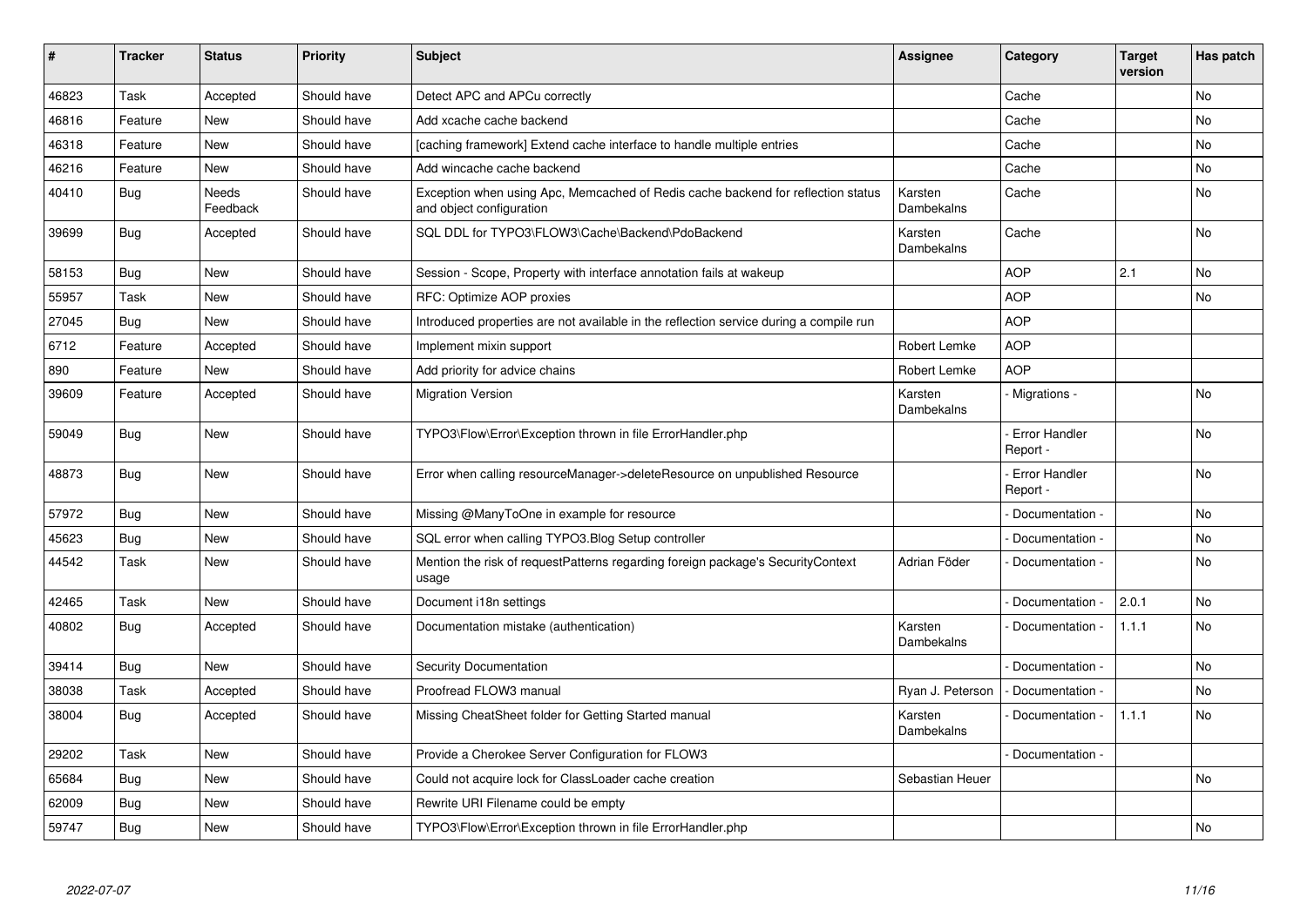| # | Tracker | Status | Priority | Subject | Assignee | Category | Target version | Has patch |
| --- | --- | --- | --- | --- | --- | --- | --- | --- |
| 46823 | Task | Accepted | Should have | Detect APC and APCu correctly | | Cache | | No |
| 46816 | Feature | New | Should have | Add xcache cache backend | | Cache | | No |
| 46318 | Feature | New | Should have | [caching framework] Extend cache interface to handle multiple entries | | Cache | | No |
| 46216 | Feature | New | Should have | Add wincache cache backend | | Cache | | No |
| 40410 | Bug | Needs Feedback | Should have | Exception when using Apc, Memcached of Redis cache backend for reflection status and object configuration | Karsten Dambekalns | Cache | | No |
| 39699 | Bug | Accepted | Should have | SQL DDL for TYPO3\FLOW3\Cache\Backend\PdoBackend | Karsten Dambekalns | Cache | | No |
| 58153 | Bug | New | Should have | Session - Scope, Property with interface annotation fails at wakeup | | AOP | 2.1 | No |
| 55957 | Task | New | Should have | RFC: Optimize AOP proxies | | AOP | | No |
| 27045 | Bug | New | Should have | Introduced properties are not available in the reflection service during a compile run | | AOP | | |
| 6712 | Feature | Accepted | Should have | Implement mixin support | Robert Lemke | AOP | | |
| 890 | Feature | New | Should have | Add priority for advice chains | Robert Lemke | AOP | | |
| 39609 | Feature | Accepted | Should have | Migration Version | Karsten Dambekalns | - Migrations - | | No |
| 59049 | Bug | New | Should have | TYPO3\Flow\Error\Exception thrown in file ErrorHandler.php | | - Error Handler Report - | | No |
| 48873 | Bug | New | Should have | Error when calling resourceManager->deleteResource on unpublished Resource | | - Error Handler Report - | | No |
| 57972 | Bug | New | Should have | Missing @ManyToOne in example for resource | | - Documentation - | | No |
| 45623 | Bug | New | Should have | SQL error when calling TYPO3.Blog Setup controller | | - Documentation - | | No |
| 44542 | Task | New | Should have | Mention the risk of requestPatterns regarding foreign package's SecurityContext usage | Adrian Föder | - Documentation - | | No |
| 42465 | Task | New | Should have | Document i18n settings | | - Documentation - | 2.0.1 | No |
| 40802 | Bug | Accepted | Should have | Documentation mistake (authentication) | Karsten Dambekalns | - Documentation - | 1.1.1 | No |
| 39414 | Bug | New | Should have | Security Documentation | | - Documentation - | | No |
| 38038 | Task | Accepted | Should have | Proofread FLOW3 manual | Ryan J. Peterson | - Documentation - | | No |
| 38004 | Bug | Accepted | Should have | Missing CheatSheet folder for Getting Started manual | Karsten Dambekalns | - Documentation - | 1.1.1 | No |
| 29202 | Task | New | Should have | Provide a Cherokee Server Configuration for FLOW3 | | - Documentation - | | |
| 65684 | Bug | New | Should have | Could not acquire lock for ClassLoader cache creation | Sebastian Heuer | | | No |
| 62009 | Bug | New | Should have | Rewrite URI Filename could be empty | | | | |
| 59747 | Bug | New | Should have | TYPO3\Flow\Error\Exception thrown in file ErrorHandler.php | | | | No |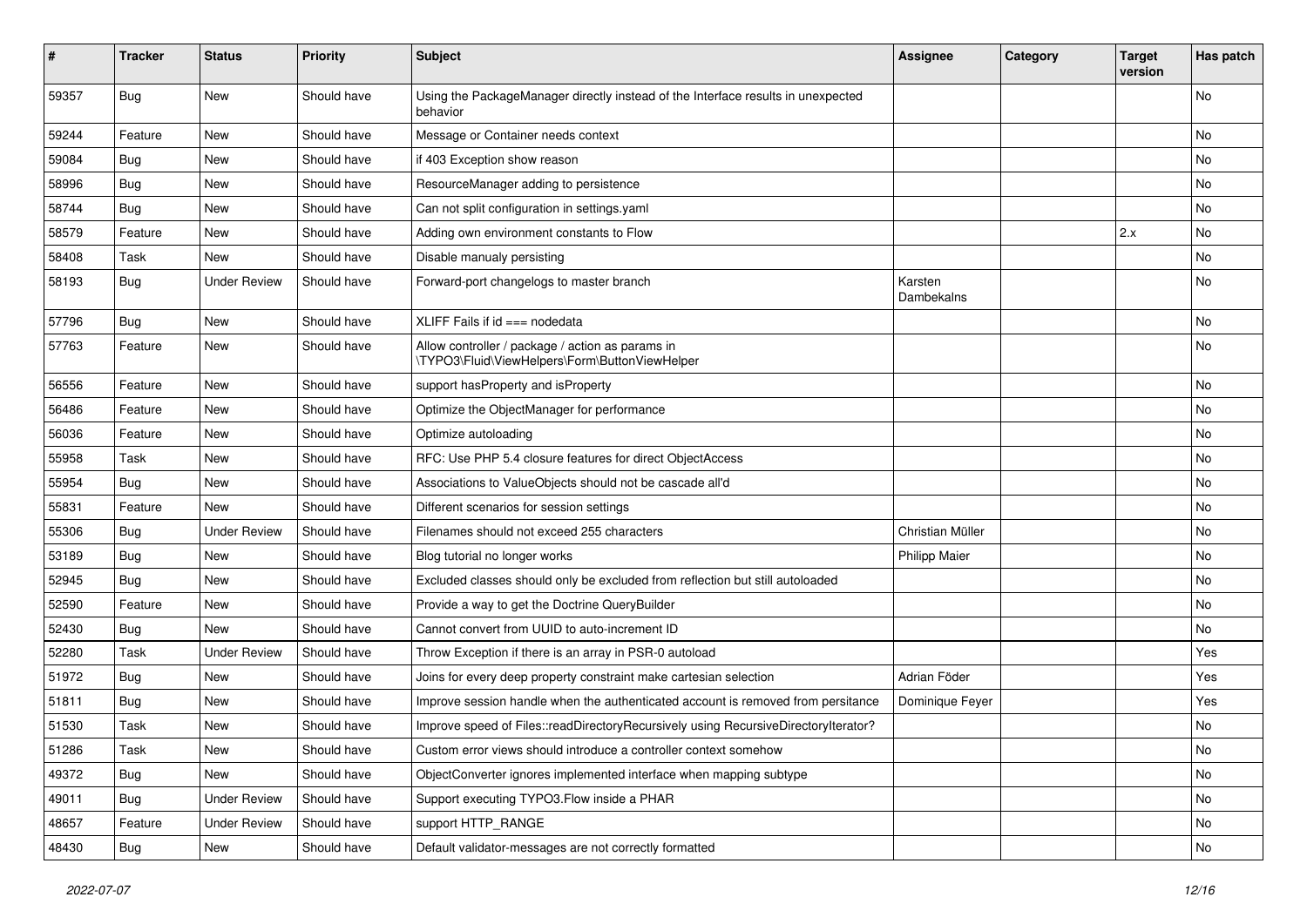| # | Tracker | Status | Priority | Subject | Assignee | Category | Target version | Has patch |
|---|---|---|---|---|---|---|---|---|
| 59357 | Bug | New | Should have | Using the PackageManager directly instead of the Interface results in unexpected behavior | | | | No |
| 59244 | Feature | New | Should have | Message or Container needs context | | | | No |
| 59084 | Bug | New | Should have | if 403 Exception show reason | | | | No |
| 58996 | Bug | New | Should have | ResourceManager adding to persistence | | | | No |
| 58744 | Bug | New | Should have | Can not split configuration in settings.yaml | | | | No |
| 58579 | Feature | New | Should have | Adding own environment constants to Flow | | | 2.x | No |
| 58408 | Task | New | Should have | Disable manualy persisting | | | | No |
| 58193 | Bug | Under Review | Should have | Forward-port changelogs to master branch | Karsten Dambekalns | | | No |
| 57796 | Bug | New | Should have | XLIFF Fails if id === nodedata | | | | No |
| 57763 | Feature | New | Should have | Allow controller / package / action as params in \TYPO3\Fluid\ViewHelpers\Form\ButtonViewHelper | | | | No |
| 56556 | Feature | New | Should have | support hasProperty and isProperty | | | | No |
| 56486 | Feature | New | Should have | Optimize the ObjectManager for performance | | | | No |
| 56036 | Feature | New | Should have | Optimize autoloading | | | | No |
| 55958 | Task | New | Should have | RFC: Use PHP 5.4 closure features for direct ObjectAccess | | | | No |
| 55954 | Bug | New | Should have | Associations to ValueObjects should not be cascade all'd | | | | No |
| 55831 | Feature | New | Should have | Different scenarios for session settings | | | | No |
| 55306 | Bug | Under Review | Should have | Filenames should not exceed 255 characters | Christian Müller | | | No |
| 53189 | Bug | New | Should have | Blog tutorial no longer works | Philipp Maier | | | No |
| 52945 | Bug | New | Should have | Excluded classes should only be excluded from reflection but still autoloaded | | | | No |
| 52590 | Feature | New | Should have | Provide a way to get the Doctrine QueryBuilder | | | | No |
| 52430 | Bug | New | Should have | Cannot convert from UUID to auto-increment ID | | | | No |
| 52280 | Task | Under Review | Should have | Throw Exception if there is an array in PSR-0 autoload | | | | Yes |
| 51972 | Bug | New | Should have | Joins for every deep property constraint make cartesian selection | Adrian Föder | | | Yes |
| 51811 | Bug | New | Should have | Improve session handle when the authenticated account is removed from persitance | Dominique Feyer | | | Yes |
| 51530 | Task | New | Should have | Improve speed of Files::readDirectoryRecursively using RecursiveDirectoryIterator? | | | | No |
| 51286 | Task | New | Should have | Custom error views should introduce a controller context somehow | | | | No |
| 49372 | Bug | New | Should have | ObjectConverter ignores implemented interface when mapping subtype | | | | No |
| 49011 | Bug | Under Review | Should have | Support executing TYPO3.Flow inside a PHAR | | | | No |
| 48657 | Feature | Under Review | Should have | support HTTP_RANGE | | | | No |
| 48430 | Bug | New | Should have | Default validator-messages are not correctly formatted | | | | No |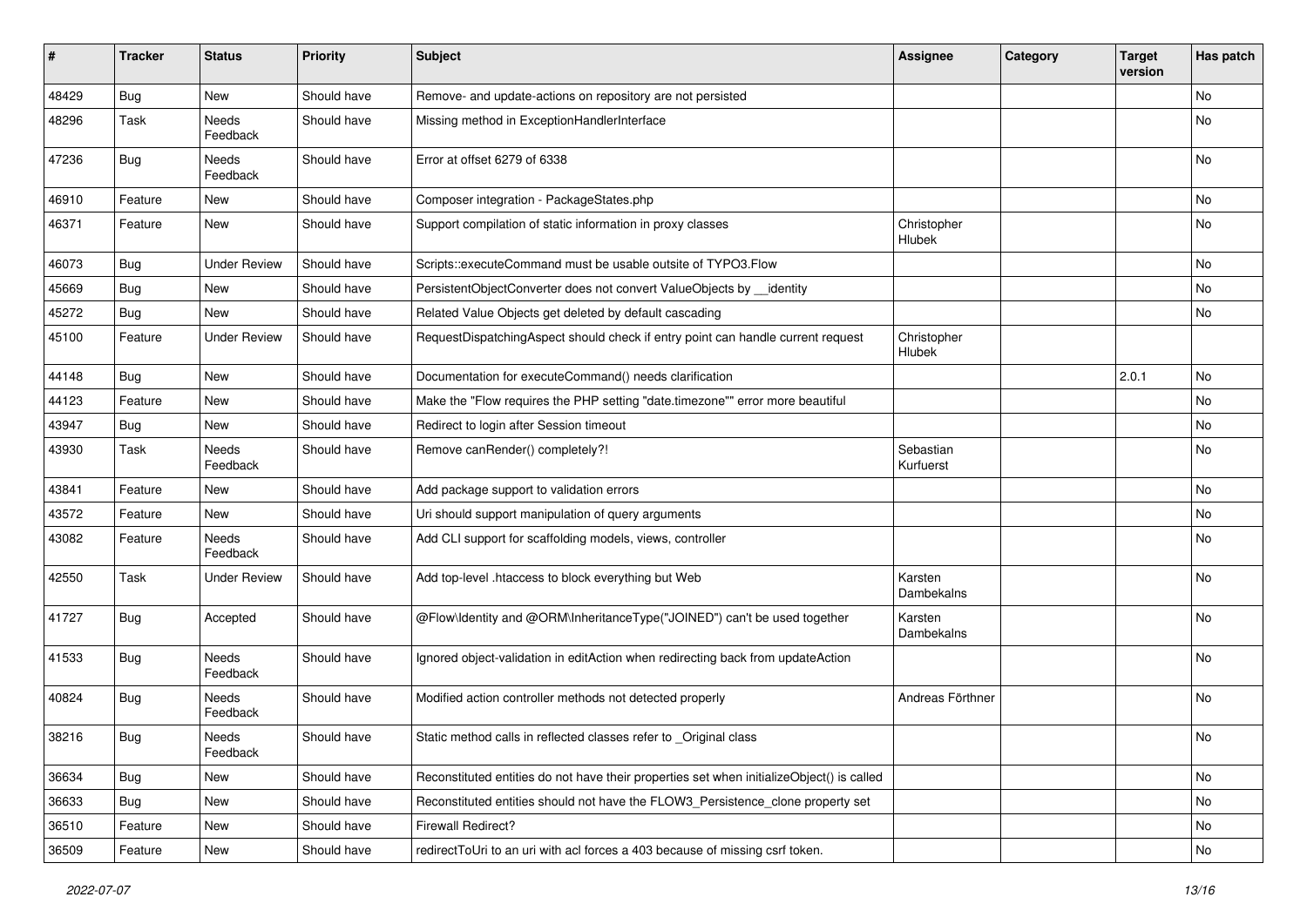| # | Tracker | Status | Priority | Subject | Assignee | Category | Target version | Has patch |
|---|---|---|---|---|---|---|---|---|
| 48429 | Bug | New | Should have | Remove- and update-actions on repository are not persisted | | | | No |
| 48296 | Task | Needs Feedback | Should have | Missing method in ExceptionHandlerInterface | | | | No |
| 47236 | Bug | Needs Feedback | Should have | Error at offset 6279 of 6338 | | | | No |
| 46910 | Feature | New | Should have | Composer integration - PackageStates.php | | | | No |
| 46371 | Feature | New | Should have | Support compilation of static information in proxy classes | Christopher Hlubek | | | No |
| 46073 | Bug | Under Review | Should have | Scripts::executeCommand must be usable outsite of TYPO3.Flow | | | | No |
| 45669 | Bug | New | Should have | PersistentObjectConverter does not convert ValueObjects by __identity | | | | No |
| 45272 | Bug | New | Should have | Related Value Objects get deleted by default cascading | | | | No |
| 45100 | Feature | Under Review | Should have | RequestDispatchingAspect should check if entry point can handle current request | Christopher Hlubek | | | |
| 44148 | Bug | New | Should have | Documentation for executeCommand() needs clarification | | | 2.0.1 | No |
| 44123 | Feature | New | Should have | Make the "Flow requires the PHP setting "date.timezone"" error more beautiful | | | | No |
| 43947 | Bug | New | Should have | Redirect to login after Session timeout | | | | No |
| 43930 | Task | Needs Feedback | Should have | Remove canRender() completely?! | Sebastian Kurfuerst | | | No |
| 43841 | Feature | New | Should have | Add package support to validation errors | | | | No |
| 43572 | Feature | New | Should have | Uri should support manipulation of query arguments | | | | No |
| 43082 | Feature | Needs Feedback | Should have | Add CLI support for scaffolding models, views, controller | | | | No |
| 42550 | Task | Under Review | Should have | Add top-level .htaccess to block everything but Web | Karsten Dambekalns | | | No |
| 41727 | Bug | Accepted | Should have | @Flow\Identity and @ORM\InheritanceType("JOINED") can't be used together | Karsten Dambekalns | | | No |
| 41533 | Bug | Needs Feedback | Should have | Ignored object-validation in editAction when redirecting back from updateAction | | | | No |
| 40824 | Bug | Needs Feedback | Should have | Modified action controller methods not detected properly | Andreas Förthner | | | No |
| 38216 | Bug | Needs Feedback | Should have | Static method calls in reflected classes refer to _Original class | | | | No |
| 36634 | Bug | New | Should have | Reconstituted entities do not have their properties set when initializeObject() is called | | | | No |
| 36633 | Bug | New | Should have | Reconstituted entities should not have the FLOW3_Persistence_clone property set | | | | No |
| 36510 | Feature | New | Should have | Firewall Redirect? | | | | No |
| 36509 | Feature | New | Should have | redirectToUri to an uri with acl forces a 403 because of missing csrf token. | | | | No |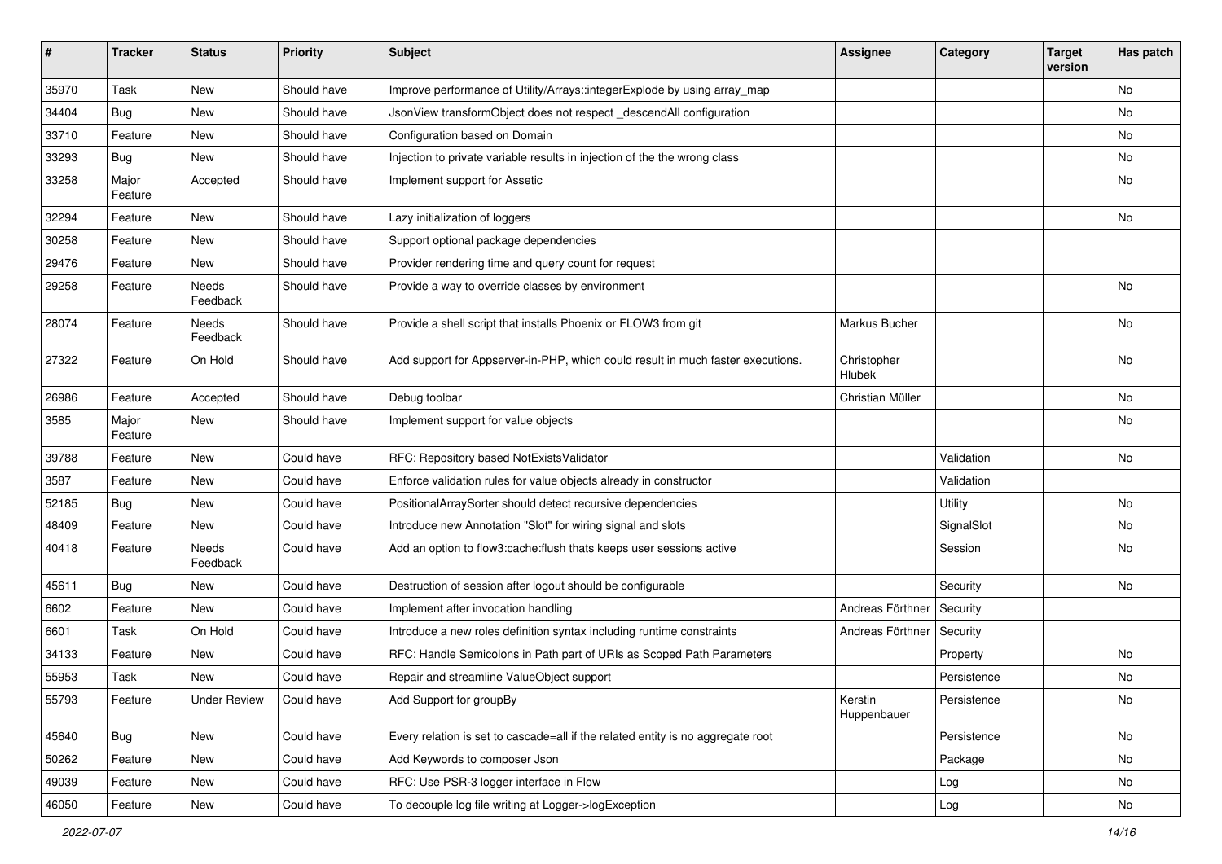| # | Tracker | Status | Priority | Subject | Assignee | Category | Target version | Has patch |
|---|---|---|---|---|---|---|---|---|
| 35970 | Task | New | Should have | Improve performance of Utility/Arrays::integerExplode by using array_map | | | | No |
| 34404 | Bug | New | Should have | JsonView transformObject does not respect _descendAll configuration | | | | No |
| 33710 | Feature | New | Should have | Configuration based on Domain | | | | No |
| 33293 | Bug | New | Should have | Injection to private variable results in injection of the the wrong class | | | | No |
| 33258 | Major Feature | Accepted | Should have | Implement support for Assetic | | | | No |
| 32294 | Feature | New | Should have | Lazy initialization of loggers | | | | No |
| 30258 | Feature | New | Should have | Support optional package dependencies | | | | |
| 29476 | Feature | New | Should have | Provider rendering time and query count for request | | | | |
| 29258 | Feature | Needs Feedback | Should have | Provide a way to override classes by environment | | | | No |
| 28074 | Feature | Needs Feedback | Should have | Provide a shell script that installs Phoenix or FLOW3 from git | Markus Bucher | | | No |
| 27322 | Feature | On Hold | Should have | Add support for Appserver-in-PHP, which could result in much faster executions. | Christopher Hlubek | | | No |
| 26986 | Feature | Accepted | Should have | Debug toolbar | Christian Müller | | | No |
| 3585 | Major Feature | New | Should have | Implement support for value objects | | | | No |
| 39788 | Feature | New | Could have | RFC: Repository based NotExistsValidator | | Validation | | No |
| 3587 | Feature | New | Could have | Enforce validation rules for value objects already in constructor | | Validation | | |
| 52185 | Bug | New | Could have | PositionalArraySorter should detect recursive dependencies | | Utility | | No |
| 48409 | Feature | New | Could have | Introduce new Annotation "Slot" for wiring signal and slots | | SignalSlot | | No |
| 40418 | Feature | Needs Feedback | Could have | Add an option to flow3:cache:flush thats keeps user sessions active | | Session | | No |
| 45611 | Bug | New | Could have | Destruction of session after logout should be configurable | | Security | | No |
| 6602 | Feature | New | Could have | Implement after invocation handling | Andreas Förthner | Security | | |
| 6601 | Task | On Hold | Could have | Introduce a new roles definition syntax including runtime constraints | Andreas Förthner | Security | | |
| 34133 | Feature | New | Could have | RFC: Handle Semicolons in Path part of URIs as Scoped Path Parameters | | Property | | No |
| 55953 | Task | New | Could have | Repair and streamline ValueObject support | | Persistence | | No |
| 55793 | Feature | Under Review | Could have | Add Support for groupBy | Kerstin Huppenbauer | Persistence | | No |
| 45640 | Bug | New | Could have | Every relation is set to cascade=all if the related entity is no aggregate root | | Persistence | | No |
| 50262 | Feature | New | Could have | Add Keywords to composer Json | | Package | | No |
| 49039 | Feature | New | Could have | RFC: Use PSR-3 logger interface in Flow | | Log | | No |
| 46050 | Feature | New | Could have | To decouple log file writing at Logger->logException | | Log | | No |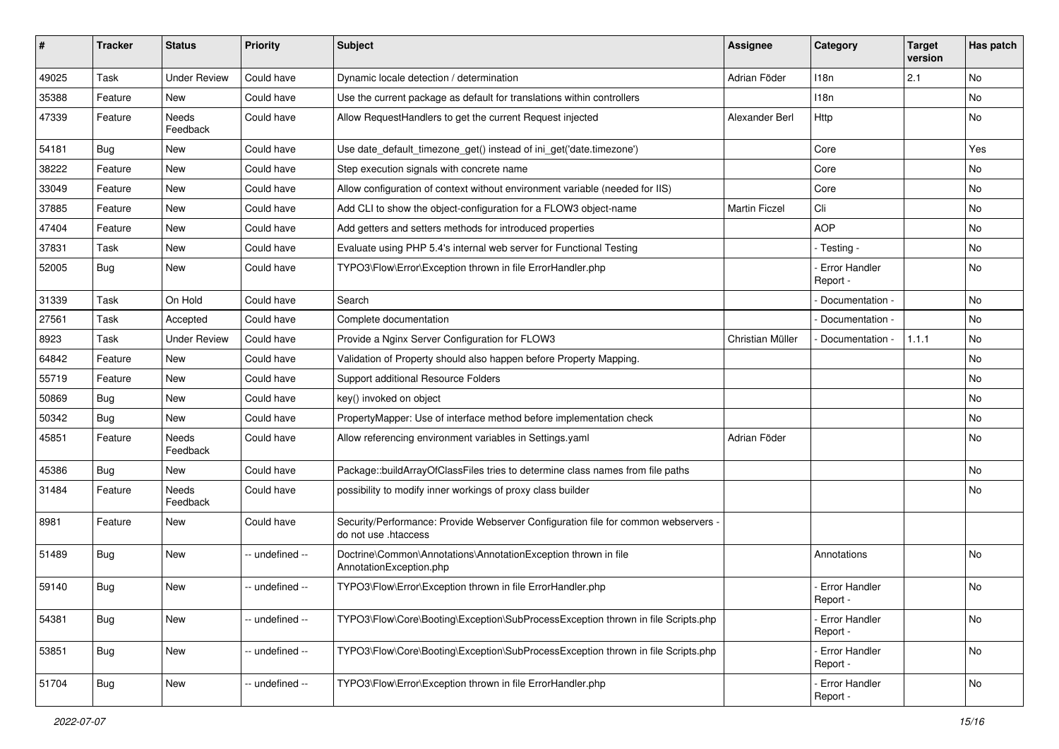| # | Tracker | Status | Priority | Subject | Assignee | Category | Target version | Has patch |
| --- | --- | --- | --- | --- | --- | --- | --- | --- |
| 49025 | Task | Under Review | Could have | Dynamic locale detection / determination | Adrian Föder | I18n | 2.1 | No |
| 35388 | Feature | New | Could have | Use the current package as default for translations within controllers | | I18n | | No |
| 47339 | Feature | Needs Feedback | Could have | Allow RequestHandlers to get the current Request injected | Alexander Berl | Http | | No |
| 54181 | Bug | New | Could have | Use date_default_timezone_get() instead of ini_get('date.timezone') | | Core | | Yes |
| 38222 | Feature | New | Could have | Step execution signals with concrete name | | Core | | No |
| 33049 | Feature | New | Could have | Allow configuration of context without environment variable (needed for IIS) | | Core | | No |
| 37885 | Feature | New | Could have | Add CLI to show the object-configuration for a FLOW3 object-name | Martin Ficzel | Cli | | No |
| 47404 | Feature | New | Could have | Add getters and setters methods for introduced properties | | AOP | | No |
| 37831 | Task | New | Could have | Evaluate using PHP 5.4's internal web server for Functional Testing | | - Testing - | | No |
| 52005 | Bug | New | Could have | TYPO3\Flow\Error\Exception thrown in file ErrorHandler.php | | - Error Handler Report - | | No |
| 31339 | Task | On Hold | Could have | Search | | - Documentation - | | No |
| 27561 | Task | Accepted | Could have | Complete documentation | | - Documentation - | | No |
| 8923 | Task | Under Review | Could have | Provide a Nginx Server Configuration for FLOW3 | Christian Müller | - Documentation - | 1.1.1 | No |
| 64842 | Feature | New | Could have | Validation of Property should also happen before Property Mapping. | | | | No |
| 55719 | Feature | New | Could have | Support additional Resource Folders | | | | No |
| 50869 | Bug | New | Could have | key() invoked on object | | | | No |
| 50342 | Bug | New | Could have | PropertyMapper: Use of interface method before implementation check | | | | No |
| 45851 | Feature | Needs Feedback | Could have | Allow referencing environment variables in Settings.yaml | Adrian Föder | | | No |
| 45386 | Bug | New | Could have | Package::buildArrayOfClassFiles tries to determine class names from file paths | | | | No |
| 31484 | Feature | Needs Feedback | Could have | possibility to modify inner workings of proxy class builder | | | | No |
| 8981 | Feature | New | Could have | Security/Performance: Provide Webserver Configuration file for common webservers - do not use .htaccess | | | | |
| 51489 | Bug | New | -- undefined -- | Doctrine\Common\Annotations\AnnotationException thrown in file AnnotationException.php | | Annotations | | No |
| 59140 | Bug | New | -- undefined -- | TYPO3\Flow\Error\Exception thrown in file ErrorHandler.php | | - Error Handler Report - | | No |
| 54381 | Bug | New | -- undefined -- | TYPO3\Flow\Core\Booting\Exception\SubProcessException thrown in file Scripts.php | | - Error Handler Report - | | No |
| 53851 | Bug | New | -- undefined -- | TYPO3\Flow\Core\Booting\Exception\SubProcessException thrown in file Scripts.php | | - Error Handler Report - | | No |
| 51704 | Bug | New | -- undefined -- | TYPO3\Flow\Error\Exception thrown in file ErrorHandler.php | | - Error Handler Report - | | No |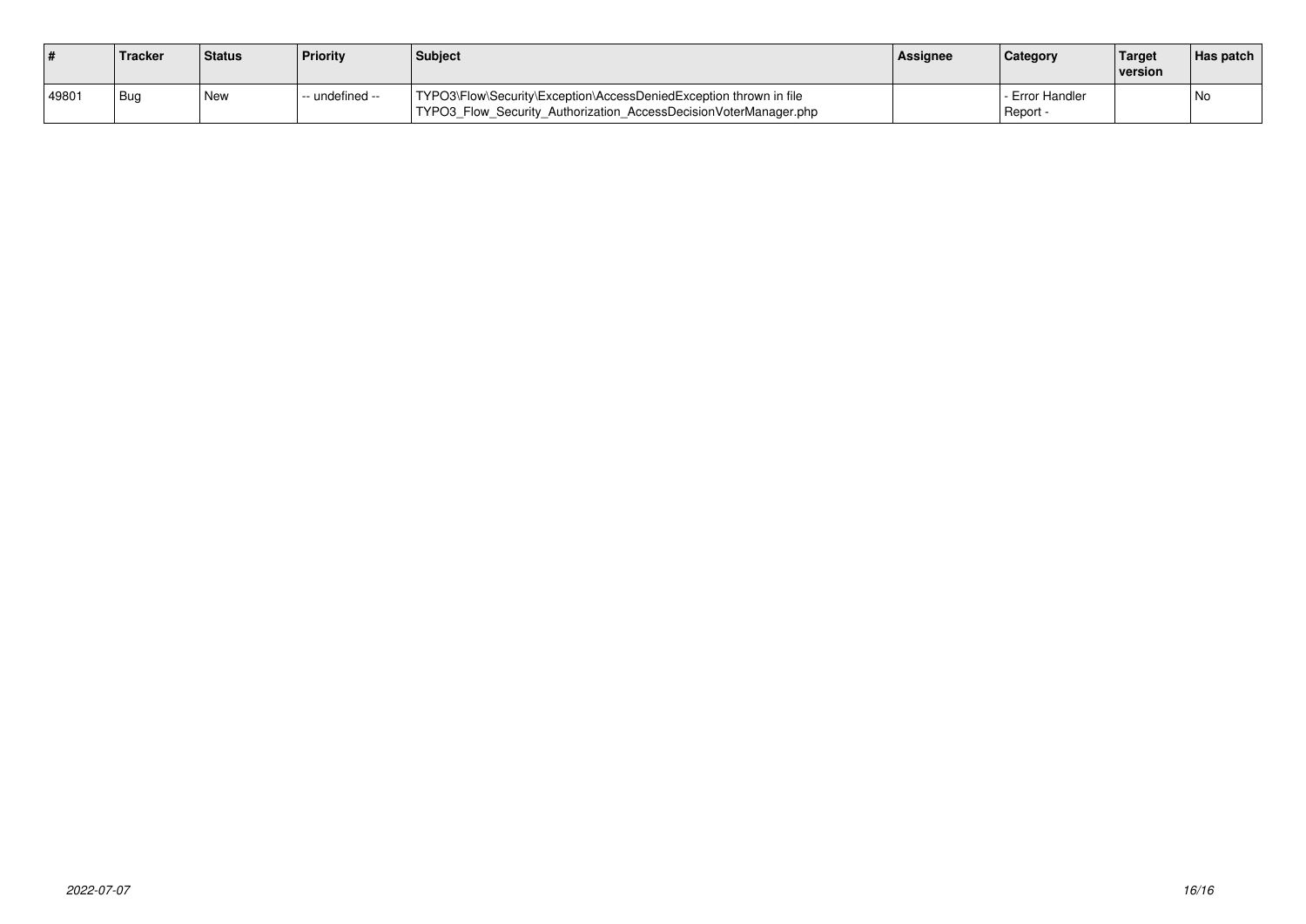| # | Tracker | Status | Priority | Subject | Assignee | Category | Target version | Has patch |
|---|---|---|---|---|---|---|---|---|
| 49801 | Bug | New | -- undefined -- | TYPO3\Flow\Security\Exception\AccessDeniedException thrown in file TYPO3_Flow_Security_Authorization_AccessDecisionVoterManager.php | | - Error Handler Report - | | No |